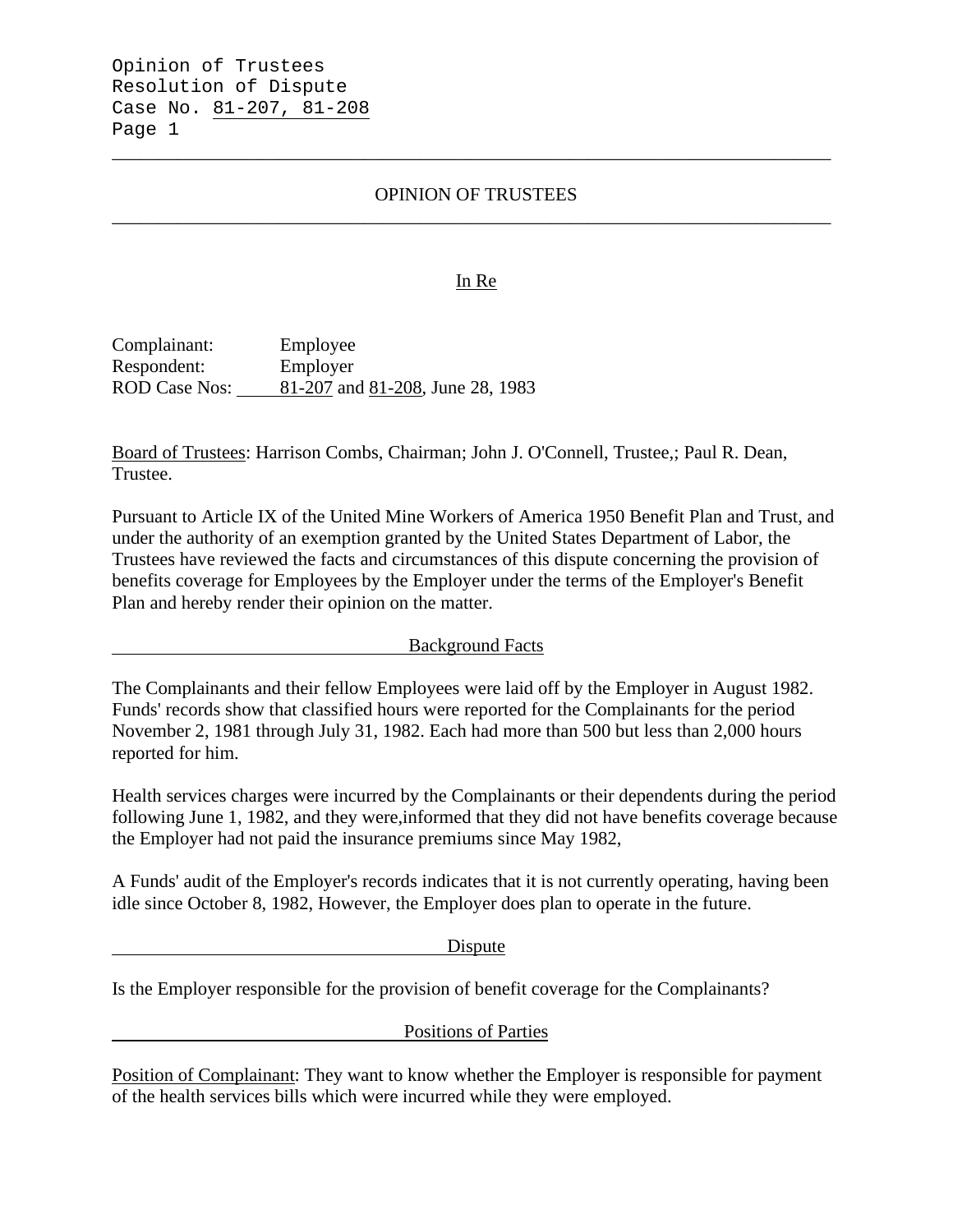# OPINION OF TRUSTEES

In Re

Complainant: Employee
Respondent: Employer
ROD Case Nos: 81-207 and 81-208, June 28, 1983

Board of Trustees: Harrison Combs, Chairman; John J. O'Connell, Trustee,; Paul R. Dean, Trustee.

Pursuant to Article IX of the United Mine Workers of America 1950 Benefit Plan and Trust, and under the authority of an exemption granted by the United States Department of Labor, the Trustees have reviewed the facts and circumstances of this dispute concerning the provision of benefits coverage for Employees by the Employer under the terms of the Employer's Benefit Plan and hereby render their opinion on the matter.

## Background Facts

The Complainants and their fellow Employees were laid off by the Employer in August 1982. Funds' records show that classified hours were reported for the Complainants for the period November 2, 1981 through July 31, 1982. Each had more than 500 but less than 2,000 hours reported for him.

Health services charges were incurred by the Complainants or their dependents during the period following June 1, 1982, and they were,informed that they did not have benefits coverage because the Employer had not paid the insurance premiums since May 1982,

A Funds' audit of the Employer's records indicates that it is not currently operating, having been idle since October 8, 1982, However, the Employer does plan to operate in the future.

## Dispute

Is the Employer responsible for the provision of benefit coverage for the Complainants?

## Positions of Parties

Position of Complainant: They want to know whether the Employer is responsible for payment of the health services bills which were incurred while they were employed.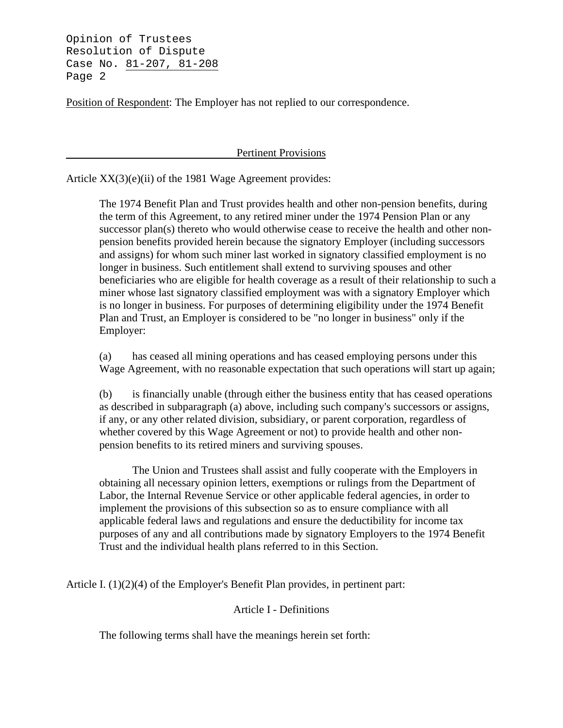Position of Respondent: The Employer has not replied to our correspondence.

## Pertinent Provisions

Article XX(3)(e)(ii) of the 1981 Wage Agreement provides:

> The 1974 Benefit Plan and Trust provides health and other non-pension benefits, during the term of this Agreement, to any retired miner under the 1974 Pension Plan or any successor plan(s) thereto who would otherwise cease to receive the health and other non-pension benefits provided herein because the signatory Employer (including successors and assigns) for whom such miner last worked in signatory classified employment is no longer in business. Such entitlement shall extend to surviving spouses and other beneficiaries who are eligible for health coverage as a result of their relationship to such a miner whose last signatory classified employment was with a signatory Employer which is no longer in business. For purposes of determining eligibility under the 1974 Benefit Plan and Trust, an Employer is considered to be "no longer in business" only if the Employer:
>
> (a) has ceased all mining operations and has ceased employing persons under this Wage Agreement, with no reasonable expectation that such operations will start up again;
>
> (b) is financially unable (through either the business entity that has ceased operations as described in subparagraph (a) above, including such company's successors or assigns, if any, or any other related division, subsidiary, or parent corporation, regardless of whether covered by this Wage Agreement or not) to provide health and other non-pension benefits to its retired miners and surviving spouses.
>
> The Union and Trustees shall assist and fully cooperate with the Employers in obtaining all necessary opinion letters, exemptions or rulings from the Department of Labor, the Internal Revenue Service or other applicable federal agencies, in order to implement the provisions of this subsection so as to ensure compliance with all applicable federal laws and regulations and ensure the deductibility for income tax purposes of any and all contributions made by signatory Employers to the 1974 Benefit Trust and the individual health plans referred to in this Section.

Article I. (1)(2)(4) of the Employer's Benefit Plan provides, in pertinent part:

> Article I - Definitions
>
> The following terms shall have the meanings herein set forth: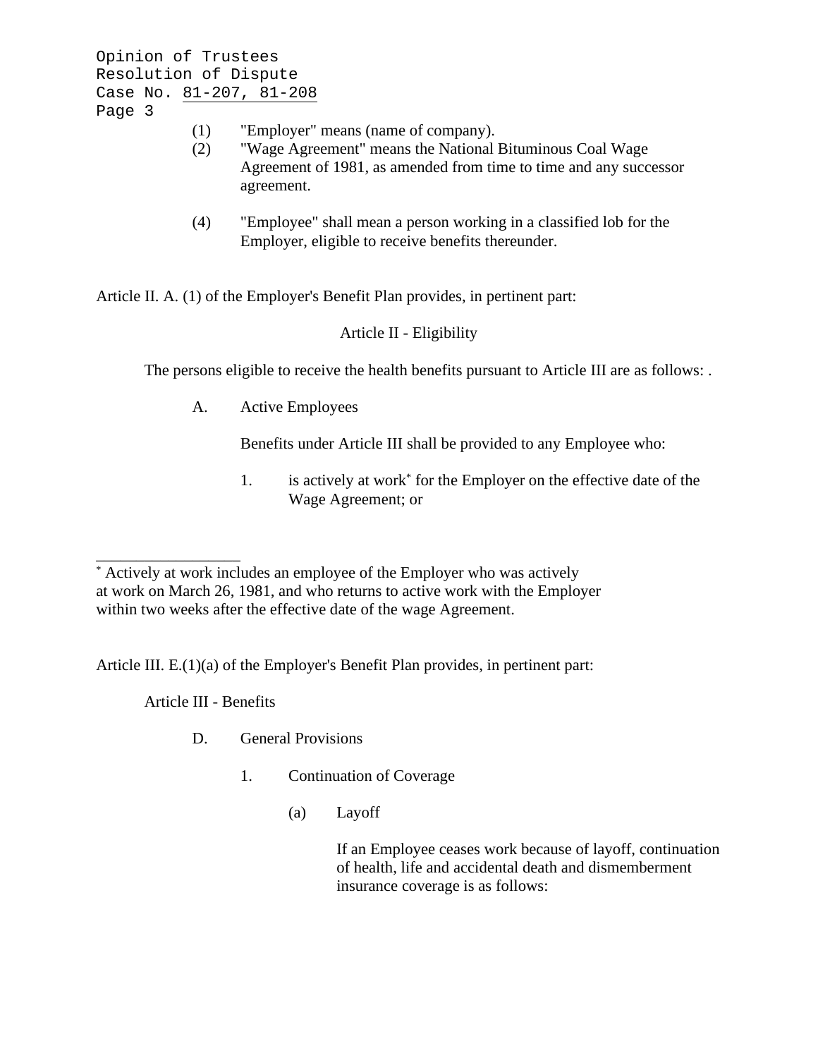(1) "Employer" means (name of company).
(2) "Wage Agreement" means the National Bituminous Coal Wage Agreement of 1981, as amended from time to time and any successor agreement.

(4) "Employee" shall mean a person working in a classified lob for the Employer, eligible to receive benefits thereunder.

Article II. A. (1) of the Employer's Benefit Plan provides, in pertinent part:

Article II - Eligibility

The persons eligible to receive the health benefits pursuant to Article III are as follows: .

A. Active Employees

Benefits under Article III shall be provided to any Employee who:

1. is actively at work* for the Employer on the effective date of the Wage Agreement; or

---

* Actively at work includes an employee of the Employer who was actively at work on March 26, 1981, and who returns to active work with the Employer within two weeks after the effective date of the wage Agreement.

Article III. E.(1)(a) of the Employer's Benefit Plan provides, in pertinent part:

Article III - Benefits

D. General Provisions

1. Continuation of Coverage

(a) Layoff

If an Employee ceases work because of layoff, continuation of health, life and accidental death and dismemberment insurance coverage is as follows: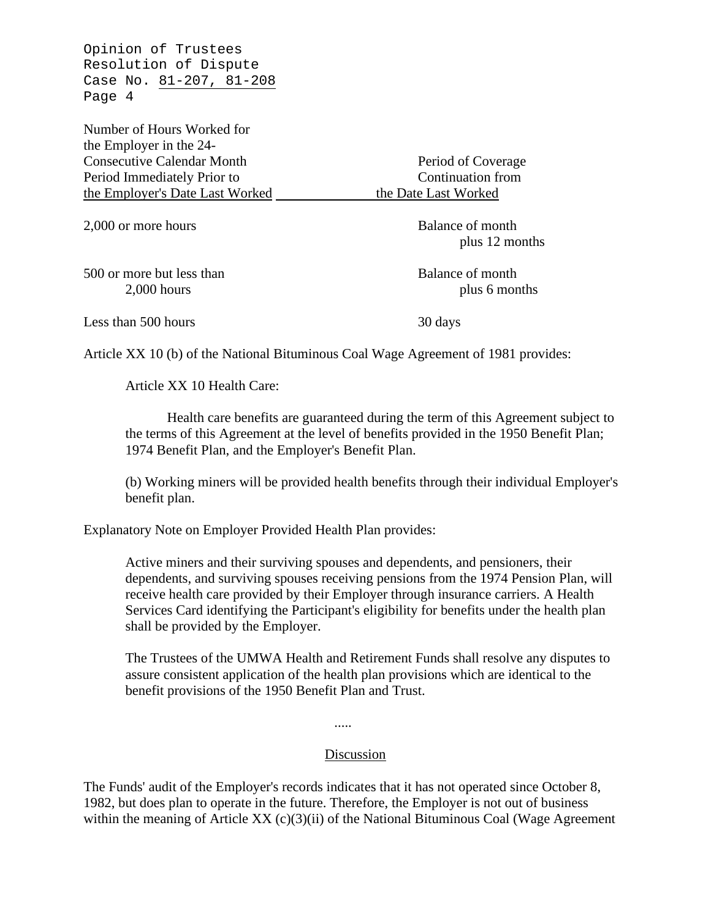| Number of Hours Worked for the Employer in the 24-Consecutive Calendar Month Period Immediately Prior to the Employer's Date Last Worked | Period of Coverage Continuation from the Date Last Worked |
|---|---|
| 2,000 or more hours | Balance of month plus 12 months |
| 500 or more but less than 2,000 hours | Balance of month plus 6 months |
| Less than 500 hours | 30 days |

Article XX 10 (b) of the National Bituminous Coal Wage Agreement of 1981 provides:

> Article XX 10 Health Care:
>
> Health care benefits are guaranteed during the term of this Agreement subject to the terms of this Agreement at the level of benefits provided in the 1950 Benefit Plan; 1974 Benefit Plan, and the Employer's Benefit Plan.
>
> (b) Working miners will be provided health benefits through their individual Employer's benefit plan.

Explanatory Note on Employer Provided Health Plan provides:

> Active miners and their surviving spouses and dependents, and pensioners, their dependents, and surviving spouses receiving pensions from the 1974 Pension Plan, will receive health care provided by their Employer through insurance carriers. A Health Services Card identifying the Participant's eligibility for benefits under the health plan shall be provided by the Employer.
>
> The Trustees of the UMWA Health and Retirement Funds shall resolve any disputes to assure consistent application of the health plan provisions which are identical to the benefit provisions of the 1950 Benefit Plan and Trust.

.....

## Discussion

The Funds' audit of the Employer's records indicates that it has not operated since October 8, 1982, but does plan to operate in the future. Therefore, the Employer is not out of business within the meaning of Article XX (c)(3)(ii) of the National Bituminous Coal (Wage Agreement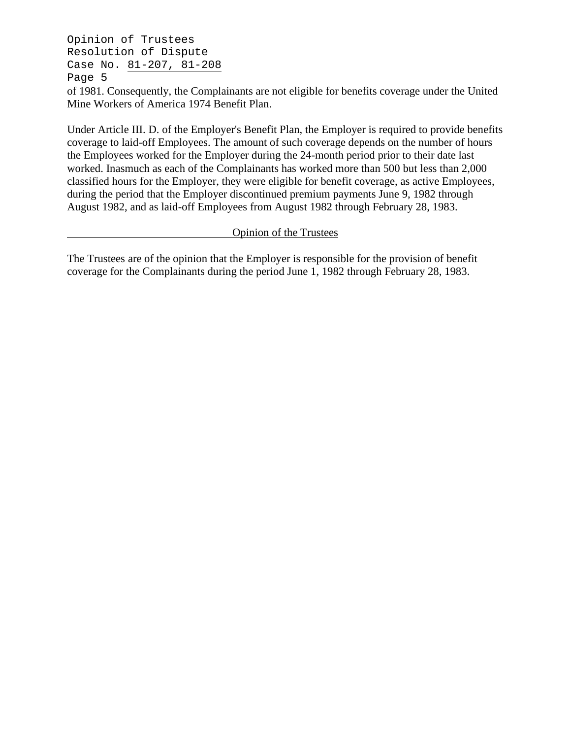of 1981. Consequently, the Complainants are not eligible for benefits coverage under the United Mine Workers of America 1974 Benefit Plan.

Under Article III. D. of the Employer's Benefit Plan, the Employer is required to provide benefits coverage to laid-off Employees. The amount of such coverage depends on the number of hours the Employees worked for the Employer during the 24-month period prior to their date last worked. Inasmuch as each of the Complainants has worked more than 500 but less than 2,000 classified hours for the Employer, they were eligible for benefit coverage, as active Employees, during the period that the Employer discontinued premium payments June 9, 1982 through August 1982, and as laid-off Employees from August 1982 through February 28, 1983.

## Opinion of the Trustees

The Trustees are of the opinion that the Employer is responsible for the provision of benefit coverage for the Complainants during the period June 1, 1982 through February 28, 1983.